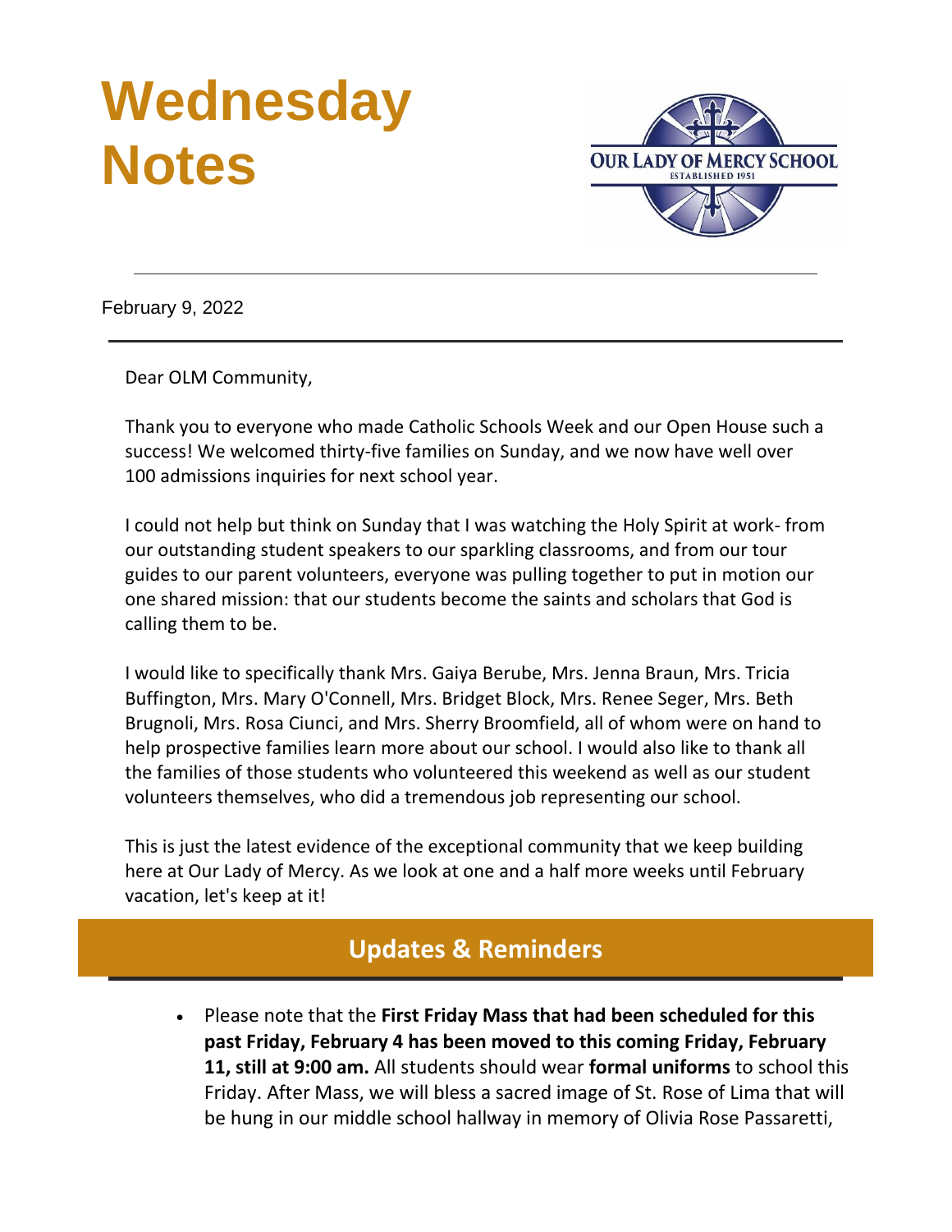# Wednesday Notes

OUR LADY OF MERCY SCHOOL
ESTABLISHED 1951

---

February 9, 2022

---

Dear OLM Community,

Thank you to everyone who made Catholic Schools Week and our Open House such a success! We welcomed thirty-five families on Sunday, and we now have well over 100 admissions inquiries for next school year.

I could not help but think on Sunday that I was watching the Holy Spirit at work- from our outstanding student speakers to our sparkling classrooms, and from our tour guides to our parent volunteers, everyone was pulling together to put in motion our one shared mission: that our students become the saints and scholars that God is calling them to be.

I would like to specifically thank Mrs. Gaiya Berube, Mrs. Jenna Braun, Mrs. Tricia Buffington, Mrs. Mary O'Connell, Mrs. Bridget Block, Mrs. Renee Seger, Mrs. Beth Brugnoli, Mrs. Rosa Ciunci, and Mrs. Sherry Broomfield, all of whom were on hand to help prospective families learn more about our school. I would also like to thank all the families of those students who volunteered this weekend as well as our student volunteers themselves, who did a tremendous job representing our school.

This is just the latest evidence of the exceptional community that we keep building here at Our Lady of Mercy. As we look at one and a half more weeks until February vacation, let's keep at it!

## Updates & Reminders

- Please note that the **First Friday Mass that had been scheduled for this past Friday, February 4 has been moved to this coming Friday, February 11, still at 9:00 am.** All students should wear **formal uniforms** to school this Friday. After Mass, we will bless a sacred image of St. Rose of Lima that will be hung in our middle school hallway in memory of Olivia Rose Passaretti,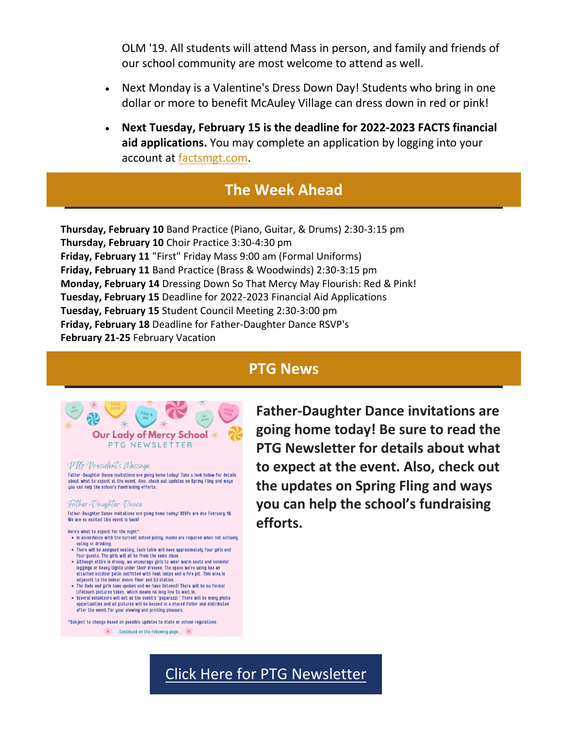OLM '19. All students will attend Mass in person, and family and friends of our school community are most welcome to attend as well.

- Next Monday is a Valentine's Dress Down Day! Students who bring in one dollar or more to benefit McAuley Village can dress down in red or pink!
- **Next Tuesday, February 15 is the deadline for 2022-2023 FACTS financial aid applications.** You may complete an application by logging into your account at factsmgt.com.

## The Week Ahead

**Thursday, February 10** Band Practice (Piano, Guitar, & Drums) 2:30-3:15 pm
**Thursday, February 10** Choir Practice 3:30-4:30 pm
**Friday, February 11** "First" Friday Mass 9:00 am (Formal Uniforms)
**Friday, February 11** Band Practice (Brass & Woodwinds) 2:30-3:15 pm
**Monday, February 14** Dressing Down So That Mercy May Flourish: Red & Pink!
**Tuesday, February 15** Deadline for 2022-2023 Financial Aid Applications
**Tuesday, February 15** Student Council Meeting 2:30-3:00 pm
**Friday, February 18** Deadline for Father-Daughter Dance RSVP's
**February 21-25** February Vacation

## PTG News

**Father-Daughter Dance invitations are going home today! Be sure to read the PTG Newsletter for details about what to expect at the event. Also, check out the updates on Spring Fling and ways you can help the school's fundraising efforts.**

Click Here for PTG Newsletter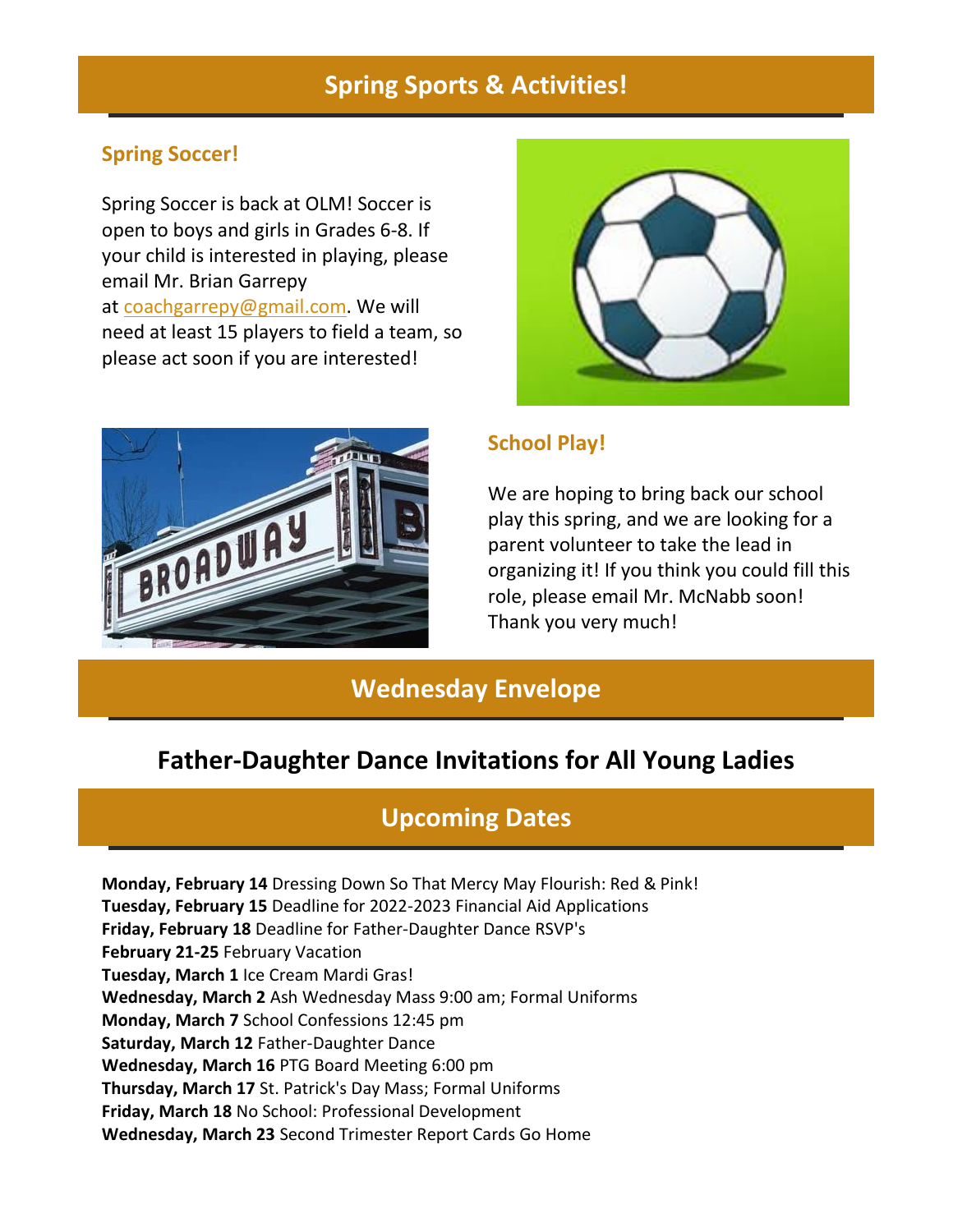## Spring Sports & Activities!

### Spring Soccer!

Spring Soccer is back at OLM! Soccer is open to boys and girls in Grades 6-8. If your child is interested in playing, please email Mr. Brian Garrepy at coachgarrepy@gmail.com. We will need at least 15 players to field a team, so please act soon if you are interested!

### School Play!

We are hoping to bring back our school play this spring, and we are looking for a parent volunteer to take the lead in organizing it! If you think you could fill this role, please email Mr. McNabb soon! Thank you very much!

## Wednesday Envelope

### Father-Daughter Dance Invitations for All Young Ladies

## Upcoming Dates

**Monday, February 14** Dressing Down So That Mercy May Flourish: Red & Pink!
**Tuesday, February 15** Deadline for 2022-2023 Financial Aid Applications
**Friday, February 18** Deadline for Father-Daughter Dance RSVP's
**February 21-25** February Vacation
**Tuesday, March 1** Ice Cream Mardi Gras!
**Wednesday, March 2** Ash Wednesday Mass 9:00 am; Formal Uniforms
**Monday, March 7** School Confessions 12:45 pm
**Saturday, March 12** Father-Daughter Dance
**Wednesday, March 16** PTG Board Meeting 6:00 pm
**Thursday, March 17** St. Patrick's Day Mass; Formal Uniforms
**Friday, March 18** No School: Professional Development
**Wednesday, March 23** Second Trimester Report Cards Go Home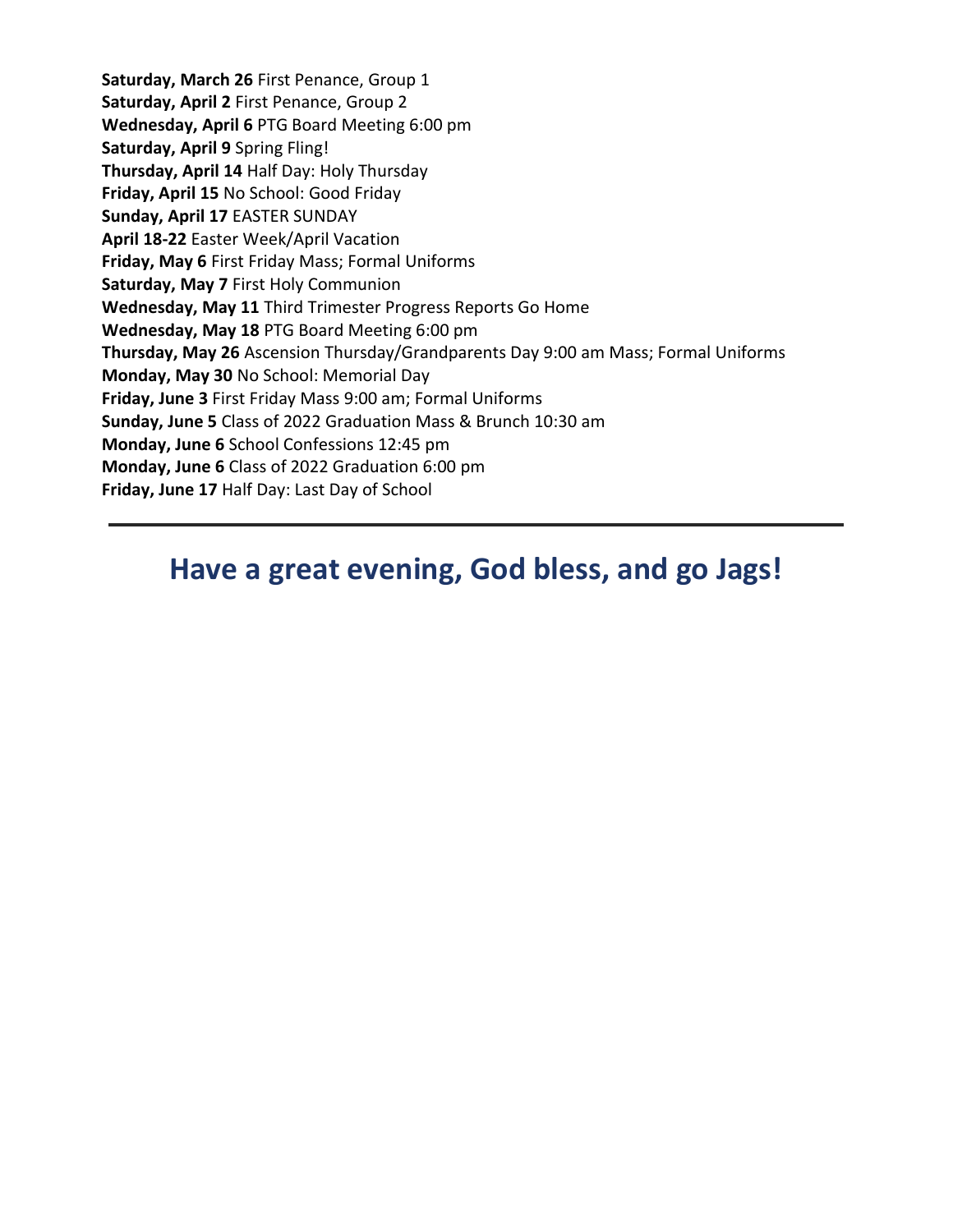**Saturday, March 26** First Penance, Group 1
**Saturday, April 2** First Penance, Group 2
**Wednesday, April 6** PTG Board Meeting 6:00 pm
**Saturday, April 9** Spring Fling!
**Thursday, April 14** Half Day: Holy Thursday
**Friday, April 15** No School: Good Friday
**Sunday, April 17** EASTER SUNDAY
**April 18-22** Easter Week/April Vacation
**Friday, May 6** First Friday Mass; Formal Uniforms
**Saturday, May 7** First Holy Communion
**Wednesday, May 11** Third Trimester Progress Reports Go Home
**Wednesday, May 18** PTG Board Meeting 6:00 pm
**Thursday, May 26** Ascension Thursday/Grandparents Day 9:00 am Mass; Formal Uniforms
**Monday, May 30** No School: Memorial Day
**Friday, June 3** First Friday Mass 9:00 am; Formal Uniforms
**Sunday, June 5** Class of 2022 Graduation Mass & Brunch 10:30 am
**Monday, June 6** School Confessions 12:45 pm
**Monday, June 6** Class of 2022 Graduation 6:00 pm
**Friday, June 17** Half Day: Last Day of School

---

## Have a great evening, God bless, and go Jags!